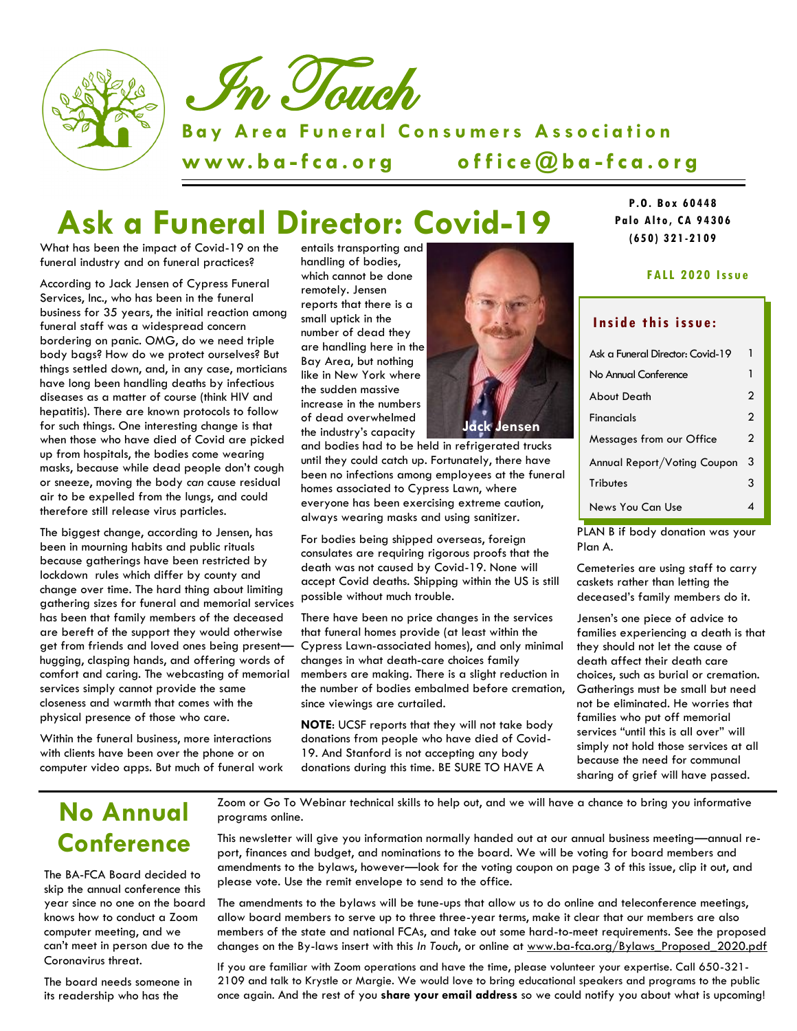# In Touch

**Bay Area Funeral Consumers Association**

**www.ba-fca.org    office@ba-fca.org**

**P.O. Box 60448**
**Palo Alto, CA 94306**
**(650) 321-2109**

**FALL 2020 Issue**

**Inside this issue:**

| | |
|---|---|
| Ask a Funeral Director: Covid-19 | 1 |
| No Annual Conference | 1 |
| About Death | 2 |
| Financials | 2 |
| Messages from our Office | 2 |
| Annual Report/Voting Coupon | 3 |
| Tributes | 3 |
| News You Can Use | 4 |

# Ask a Funeral Director: Covid-19

What has been the impact of Covid-19 on the funeral industry and on funeral practices?

According to Jack Jensen of Cypress Funeral Services, Inc., who has been in the funeral business for 35 years, the initial reaction among funeral staff was a widespread concern bordering on panic. OMG, do we need triple body bags? How do we protect ourselves? But things settled down, and, in any case, morticians have long been handling deaths by infectious diseases as a matter of course (think HIV and hepatitis). There are known protocols to follow for such things. One interesting change is that when those who have died of Covid are picked up from hospitals, the bodies come wearing masks, because while dead people don't cough or sneeze, moving the body *can* cause residual air to be expelled from the lungs, and could therefore still release virus particles.

The biggest change, according to Jensen, has been in mourning habits and public rituals because gatherings have been restricted by lockdown rules which differ by county and change over time. The hard thing about limiting gathering sizes for funeral and memorial services has been that family members of the deceased are bereft of the support they would otherwise get from friends and loved ones being present—hugging, clasping hands, and offering words of comfort and caring. The webcasting of memorial services simply cannot provide the same closeness and warmth that comes with the physical presence of those who care.

Within the funeral business, more interactions with clients have been over the phone or on computer video apps. But much of funeral work entails transporting and handling of bodies, which cannot be done remotely. Jensen reports that there is a small uptick in the number of dead they are handling here in the Bay Area, but nothing like in New York where the sudden massive increase in the numbers of dead overwhelmed the industry's capacity and bodies had to be held in refrigerated trucks until they could catch up. Fortunately, there have been no infections among employees at the funeral homes associated to Cypress Lawn, where everyone has been exercising extreme caution, always wearing masks and using sanitizer.

Jack Jensen

For bodies being shipped overseas, foreign consulates are requiring rigorous proofs that the death was not caused by Covid-19. None will accept Covid deaths. Shipping within the US is still possible without much trouble.

There have been no price changes in the services that funeral homes provide (at least within the Cypress Lawn-associated homes), and only minimal changes in what death-care choices family members are making. There is a slight reduction in the number of bodies embalmed before cremation, since viewings are curtailed.

**NOTE**: UCSF reports that they will not take body donations from people who have died of Covid-19. And Stanford is not accepting any body donations during this time. BE SURE TO HAVE A PLAN B if body donation was your Plan A.

Cemeteries are using staff to carry caskets rather than letting the deceased's family members do it.

Jensen's one piece of advice to families experiencing a death is that they should not let the cause of death affect their death care choices, such as burial or cremation. Gatherings must be small but need not be eliminated. He worries that families who put off memorial services "until this is all over" will simply not hold those services at all because the need for communal sharing of grief will have passed.

# No Annual Conference

The BA-FCA Board decided to skip the annual conference this year since no one on the board knows how to conduct a Zoom computer meeting, and we can't meet in person due to the Coronavirus threat.

The board needs someone in its readership who has the Zoom or Go To Webinar technical skills to help out, and we will have a chance to bring you informative programs online.

This newsletter will give you information normally handed out at our annual business meeting—annual report, finances and budget, and nominations to the board. We will be voting for board members and amendments to the bylaws, however—look for the voting coupon on page 3 of this issue, clip it out, and please vote. Use the remit envelope to send to the office.

The amendments to the bylaws will be tune-ups that allow us to do online and teleconference meetings, allow board members to serve up to three three-year terms, make it clear that our members are also members of the state and national FCAs, and take out some hard-to-meet requirements. See the proposed changes on the By-laws insert with this *In Touch*, or online at www.ba-fca.org/Bylaws_Proposed_2020.pdf

If you are familiar with Zoom operations and have the time, please volunteer your expertise. Call 650-321-2109 and talk to Krystle or Margie. We would love to bring educational speakers and programs to the public once again. And the rest of you **share your email address** so we could notify you about what is upcoming!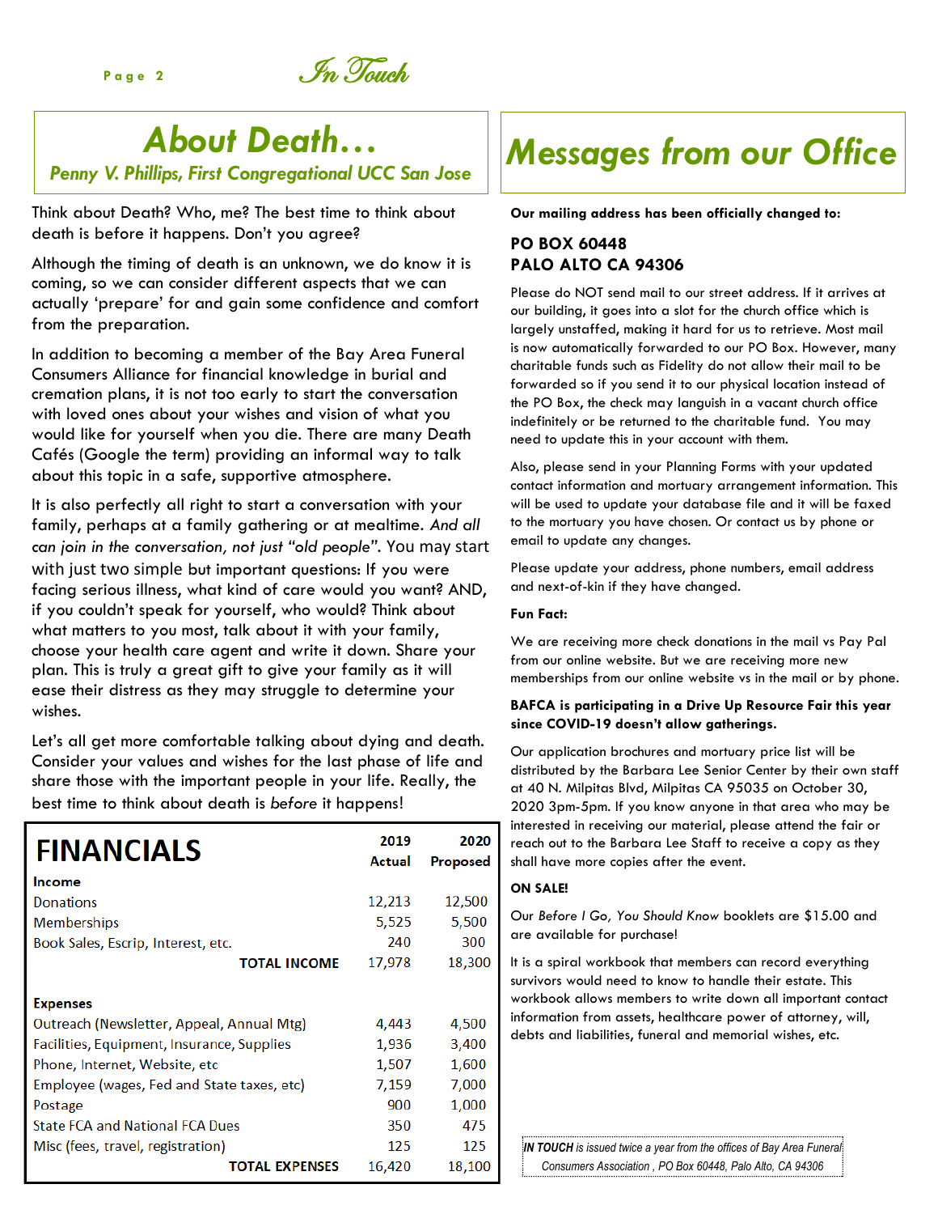## About Death…

*Penny V. Phillips, First Congregational UCC San Jose*

Think about Death? Who, me? The best time to think about death is before it happens. Don't you agree?

Although the timing of death is an unknown, we do know it is coming, so we can consider different aspects that we can actually 'prepare' for and gain some confidence and comfort from the preparation.

In addition to becoming a member of the Bay Area Funeral Consumers Alliance for financial knowledge in burial and cremation plans, it is not too early to start the conversation with loved ones about your wishes and vision of what you would like for yourself when you die. There are many Death Cafés (Google the term) providing an informal way to talk about this topic in a safe, supportive atmosphere.

It is also perfectly all right to start a conversation with your family, perhaps at a family gathering or at mealtime. *And all can join in the conversation, not just "old people"*. You may start with just two simple but important questions: If you were facing serious illness, what kind of care would you want? AND, if you couldn't speak for yourself, who would? Think about what matters to you most, talk about it with your family, choose your health care agent and write it down. Share your plan. This is truly a great gift to give your family as it will ease their distress as they may struggle to determine your wishes.

Let's all get more comfortable talking about dying and death. Consider your values and wishes for the last phase of life and share those with the important people in your life. Really, the best time to think about death is *before* it happens!

## FINANCIALS

| | 2019 Actual | 2020 Proposed |
|---|---|---|
| **Income** | | |
| Donations | 12,213 | 12,500 |
| Memberships | 5,525 | 5,500 |
| Book Sales, Escrip, Interest, etc. | 240 | 300 |
| **TOTAL INCOME** | 17,978 | 18,300 |
| **Expenses** | | |
| Outreach (Newsletter, Appeal, Annual Mtg) | 4,443 | 4,500 |
| Facilities, Equipment, Insurance, Supplies | 1,936 | 3,400 |
| Phone, Internet, Website, etc | 1,507 | 1,600 |
| Employee (wages, Fed and State taxes, etc) | 7,159 | 7,000 |
| Postage | 900 | 1,000 |
| State FCA and National FCA Dues | 350 | 475 |
| Misc (fees, travel, registration) | 125 | 125 |
| **TOTAL EXPENSES** | 16,420 | 18,100 |

## Messages from our Office

**Our mailing address has been officially changed to:**

**PO BOX 60448**
**PALO ALTO CA 94306**

Please do NOT send mail to our street address. If it arrives at our building, it goes into a slot for the church office which is largely unstaffed, making it hard for us to retrieve. Most mail is now automatically forwarded to our PO Box. However, many charitable funds such as Fidelity do not allow their mail to be forwarded so if you send it to our physical location instead of the PO Box, the check may languish in a vacant church office indefinitely or be returned to the charitable fund. You may need to update this in your account with them.

Also, please send in your Planning Forms with your updated contact information and mortuary arrangement information. This will be used to update your database file and it will be faxed to the mortuary you have chosen. Or contact us by phone or email to update any changes.

Please update your address, phone numbers, email address and next-of-kin if they have changed.

**Fun Fact:**

We are receiving more check donations in the mail vs Pay Pal from our online website. But we are receiving more new memberships from our online website vs in the mail or by phone.

**BAFCA is participating in a Drive Up Resource Fair this year since COVID-19 doesn't allow gatherings.**

Our application brochures and mortuary price list will be distributed by the Barbara Lee Senior Center by their own staff at 40 N. Milpitas Blvd, Milpitas CA 95035 on October 30, 2020 3pm-5pm. If you know anyone in that area who may be interested in receiving our material, please attend the fair or reach out to the Barbara Lee Staff to receive a copy as they shall have more copies after the event.

**ON SALE!**

Our *Before I Go, You Should Know* booklets are $15.00 and are available for purchase!

It is a spiral workbook that members can record everything survivors would need to know to handle their estate. This workbook allows members to write down all important contact information from assets, healthcare power of attorney, will, debts and liabilities, funeral and memorial wishes, etc.

*IN TOUCH is issued twice a year from the offices of Bay Area Funeral Consumers Association , PO Box 60448, Palo Alto, CA 94306*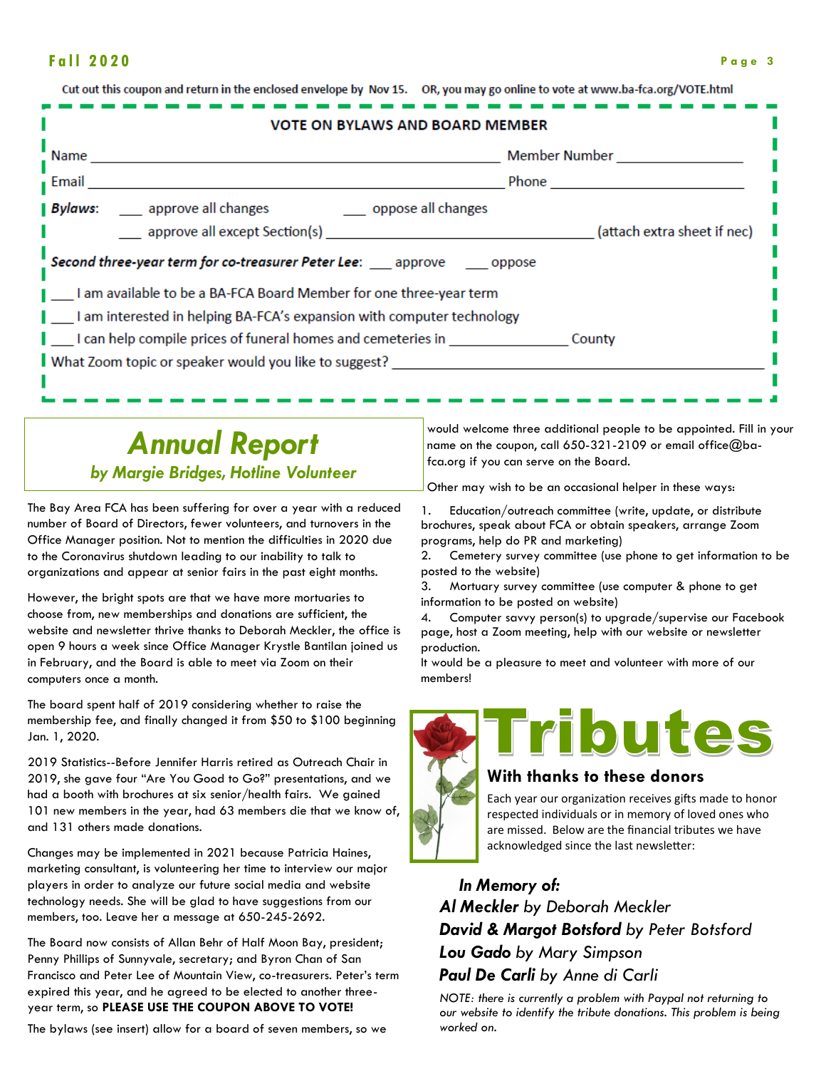Cut out this coupon and return in the enclosed envelope by Nov 15. OR, you may go online to vote at www.ba-fca.org/VOTE.html

### VOTE ON BYLAWS AND BOARD MEMBER

Name ______________________________ Member Number ______________

Email ______________________________ Phone ______________________

***Bylaws***: ___ approve all changes ___ oppose all changes

___ approve all except Section(s) ______________________ (attach extra sheet if nec)

***Second three-year term for co-treasurer Peter Lee***: ___ approve ___ oppose

___ I am available to be a BA-FCA Board Member for one three-year term

___ I am interested in helping BA-FCA's expansion with computer technology

___ I can help compile prices of funeral homes and cemeteries in ______________ County

What Zoom topic or speaker would you like to suggest? ______________________________

## *Annual Report*

### *by Margie Bridges, Hotline Volunteer*

The Bay Area FCA has been suffering for over a year with a reduced number of Board of Directors, fewer volunteers, and turnovers in the Office Manager position. Not to mention the difficulties in 2020 due to the Coronavirus shutdown leading to our inability to talk to organizations and appear at senior fairs in the past eight months.

However, the bright spots are that we have more mortuaries to choose from, new memberships and donations are sufficient, the website and newsletter thrive thanks to Deborah Meckler, the office is open 9 hours a week since Office Manager Krystle Bantilan joined us in February, and the Board is able to meet via Zoom on their computers once a month.

The board spent half of 2019 considering whether to raise the membership fee, and finally changed it from $50 to $100 beginning Jan. 1, 2020.

2019 Statistics--Before Jennifer Harris retired as Outreach Chair in 2019, she gave four "Are You Good to Go?" presentations, and we had a booth with brochures at six senior/health fairs. We gained 101 new members in the year, had 63 members die that we know of, and 131 others made donations.

Changes may be implemented in 2021 because Patricia Haines, marketing consultant, is volunteering her time to interview our major players in order to analyze our future social media and website technology needs. She will be glad to have suggestions from our members, too. Leave her a message at 650-245-2692.

The Board now consists of Allan Behr of Half Moon Bay, president; Penny Phillips of Sunnyvale, secretary; and Byron Chan of San Francisco and Peter Lee of Mountain View, co-treasurers. Peter's term expired this year, and he agreed to be elected to another three-year term, so **PLEASE USE THE COUPON ABOVE TO VOTE!**

The bylaws (see insert) allow for a board of seven members, so we would welcome three additional people to be appointed. Fill in your name on the coupon, call 650-321-2109 or email office@ba-fca.org if you can serve on the Board.

Other may wish to be an occasional helper in these ways:

1. Education/outreach committee (write, update, or distribute brochures, speak about FCA or obtain speakers, arrange Zoom programs, help do PR and marketing)
2. Cemetery survey committee (use phone to get information to be posted to the website)
3. Mortuary survey committee (use computer & phone to get information to be posted on website)
4. Computer savvy person(s) to upgrade/supervise our Facebook page, host a Zoom meeting, help with our website or newsletter production.

It would be a pleasure to meet and volunteer with more of our members!

## Tributes

### With thanks to these donors

Each year our organization receives gifts made to honor respected individuals or in memory of loved ones who are missed. Below are the financial tributes we have acknowledged since the last newsletter:

***In Memory of:***

***Al Meckler*** *by Deborah Meckler*

***David & Margot Botsford*** *by Peter Botsford*

***Lou Gado*** *by Mary Simpson*

***Paul De Carli*** *by Anne di Carli*

*NOTE: there is currently a problem with Paypal not returning to our website to identify the tribute donations. This problem is being worked on.*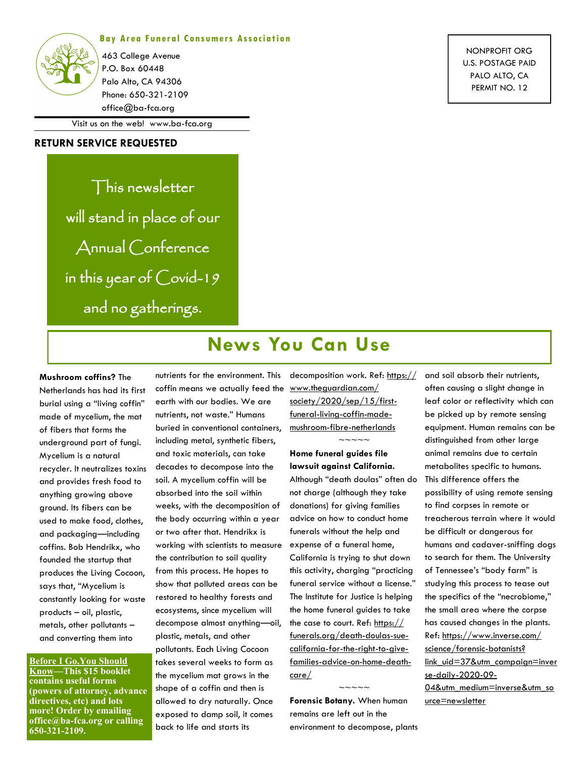**Bay Area Funeral Consumers Association**

463 College Avenue
P.O. Box 60448
Palo Alto, CA 94306
Phone: 650-321-2109
office@ba-fca.org

Visit us on the web! www.ba-fca.org

NONPROFIT ORG
U.S. POSTAGE PAID
PALO ALTO, CA
PERMIT NO. 12

**RETURN SERVICE REQUESTED**

This newsletter will stand in place of our Annual Conference in this year of Covid-19 and no gatherings.

# News You Can Use

**Mushroom coffins?** The Netherlands has had its first burial using a "living coffin" made of mycelium, the mat of fibers that forms the underground part of fungi. Mycelium is a natural recycler. It neutralizes toxins and provides fresh food to anything growing above ground. Its fibers can be used to make food, clothes, and packaging—including coffins. Bob Hendrikx, who founded the startup that produces the Living Cocoon, says that, "Mycelium is constantly looking for waste products – oil, plastic, metals, other pollutants – and converting them into nutrients for the environment. This coffin means we actually feed the earth with our bodies. We are nutrients, not waste." Humans buried in conventional containers, including metal, synthetic fibers, and toxic materials, can take decades to decompose into the soil. A mycelium coffin will be absorbed into the soil within weeks, with the decomposition of the body occurring within a year or two after that. Hendrikx is working with scientists to measure the contribution to soil quality from this process. He hopes to show that polluted areas can be restored to healthy forests and ecosystems, since mycelium will decompose almost anything—oil, plastic, metals, and other pollutants. Each Living Cocoon takes several weeks to form as the mycelium mat grows in the shape of a coffin and then is allowed to dry naturally. Once exposed to damp soil, it comes back to life and starts its decomposition work. Ref: https://www.theguardian.com/society/2020/sep/15/first-funeral-living-coffin-made-mushroom-fibre-netherlands

~~~~~

**Before I Go, You Should Know—This $15 booklet contains useful forms (powers of attorney, advance directives, etc) and lots more! Order by emailing office@ba-fca.org or calling 650-321-2109.**

**Home funeral guides file lawsuit against California.** Although "death doulas" often do not charge (although they take donations) for giving families advice on how to conduct home funerals without the help and expense of a funeral home, California is trying to shut down this activity, charging "practicing funeral service without a license." The Institute for Justice is helping the home funeral guides to take the case to court. Ref: https://funerals.org/death-doulas-sue-california-for-the-right-to-give-families-advice-on-home-death-care/

~~~~~

**Forensic Botany.** When human remains are left out in the environment to decompose, plants and soil absorb their nutrients, often causing a slight change in leaf color or reflectivity which can be picked up by remote sensing equipment. Human remains can be distinguished from other large animal remains due to certain metabolites specific to humans. This difference offers the possibility of using remote sensing to find corpses in remote or treacherous terrain where it would be difficult or dangerous for humans and cadaver-sniffing dogs to search for them. The University of Tennessee's "body farm" is studying this process to tease out the specifics of the "necrobiome," the small area where the corpse has caused changes in the plants. Ref: https://www.inverse.com/science/forensic-botanists?link_uid=37&utm_campaign=inverse-daily-2020-09-04&utm_medium=inverse&utm_source=newsletter